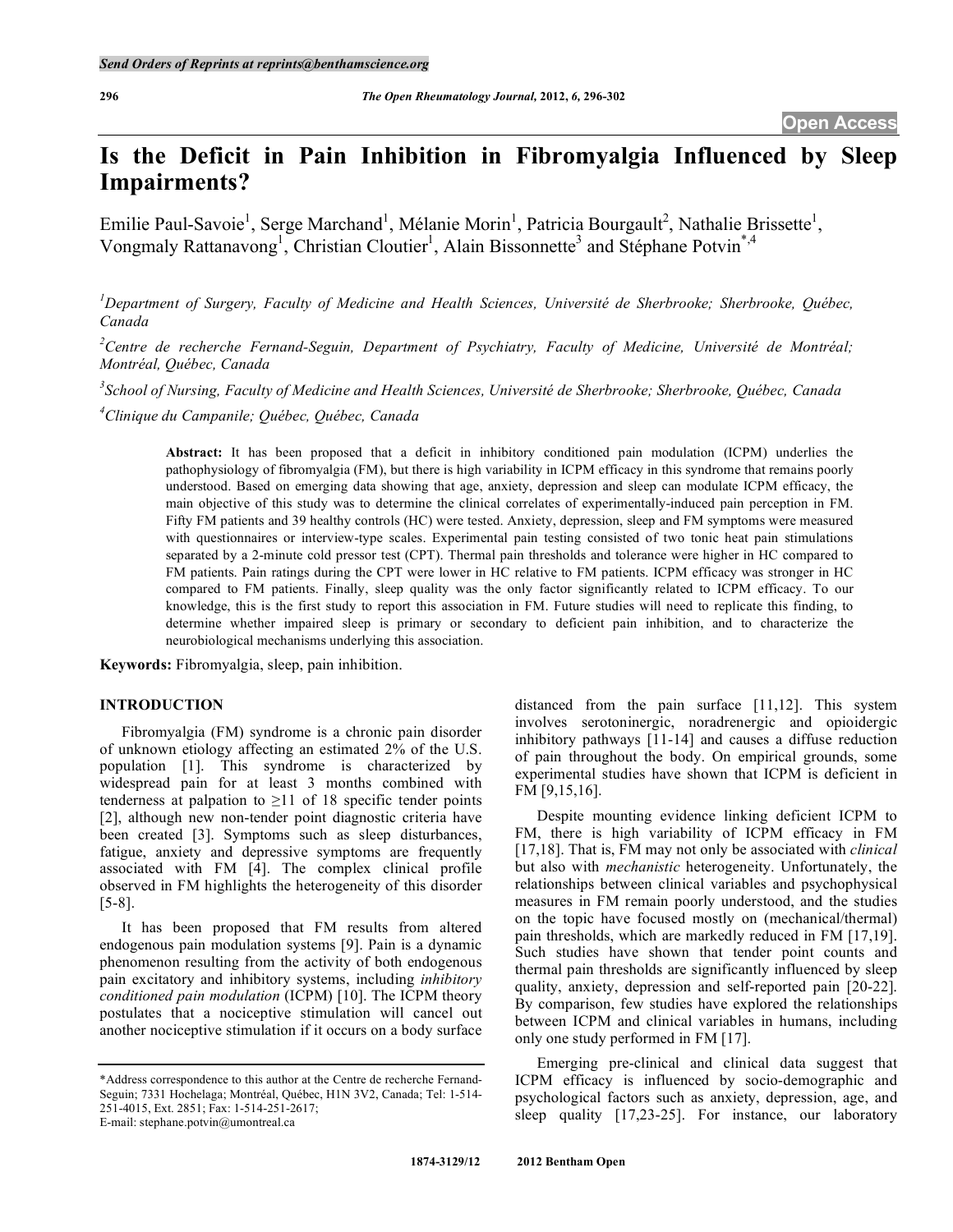# Is the Deficit in Pain Inhibition in Fibromyalgia Influenced by Sleep Impairments?

Emilie Paul-Savoie[1], Serge Marchand[1], Mélanie Morin[1], Patricia Bourgault[2], Nathalie Brissette[1], Vongmaly Rattanavong[1], Christian Cloutier[1], Alain Bissonnette[3] and Stéphane Potvin[*,4]

[1]*Department of Surgery, Faculty of Medicine and Health Sciences, Université de Sherbrooke; Sherbrooke, Québec, Canada*

[2]*Centre de recherche Fernand-Seguin, Department of Psychiatry, Faculty of Medicine, Université de Montréal; Montréal, Québec, Canada*

[3]*School of Nursing, Faculty of Medicine and Health Sciences, Université de Sherbrooke; Sherbrooke, Québec, Canada*

[4]*Clinique du Campanile; Québec, Québec, Canada*

**Abstract:** It has been proposed that a deficit in inhibitory conditioned pain modulation (ICPM) underlies the pathophysiology of fibromyalgia (FM), but there is high variability in ICPM efficacy in this syndrome that remains poorly understood. Based on emerging data showing that age, anxiety, depression and sleep can modulate ICPM efficacy, the main objective of this study was to determine the clinical correlates of experimentally-induced pain perception in FM. Fifty FM patients and 39 healthy controls (HC) were tested. Anxiety, depression, sleep and FM symptoms were measured with questionnaires or interview-type scales. Experimental pain testing consisted of two tonic heat pain stimulations separated by a 2-minute cold pressor test (CPT). Thermal pain thresholds and tolerance were higher in HC compared to FM patients. Pain ratings during the CPT were lower in HC relative to FM patients. ICPM efficacy was stronger in HC compared to FM patients. Finally, sleep quality was the only factor significantly related to ICPM efficacy. To our knowledge, this is the first study to report this association in FM. Future studies will need to replicate this finding, to determine whether impaired sleep is primary or secondary to deficient pain inhibition, and to characterize the neurobiological mechanisms underlying this association.

**Keywords:** Fibromyalgia, sleep, pain inhibition.

## INTRODUCTION

Fibromyalgia (FM) syndrome is a chronic pain disorder of unknown etiology affecting an estimated 2% of the U.S. population [1]. This syndrome is characterized by widespread pain for at least 3 months combined with tenderness at palpation to ≥11 of 18 specific tender points [2], although new non-tender point diagnostic criteria have been created [3]. Symptoms such as sleep disturbances, fatigue, anxiety and depressive symptoms are frequently associated with FM [4]. The complex clinical profile observed in FM highlights the heterogeneity of this disorder [5-8].

It has been proposed that FM results from altered endogenous pain modulation systems [9]. Pain is a dynamic phenomenon resulting from the activity of both endogenous pain excitatory and inhibitory systems, including *inhibitory conditioned pain modulation* (ICPM) [10]. The ICPM theory postulates that a nociceptive stimulation will cancel out another nociceptive stimulation if it occurs on a body surface distanced from the pain surface [11,12]. This system involves serotoninergic, noradrenergic and opioidergic inhibitory pathways [11-14] and causes a diffuse reduction of pain throughout the body. On empirical grounds, some experimental studies have shown that ICPM is deficient in FM [9,15,16].

Despite mounting evidence linking deficient ICPM to FM, there is high variability of ICPM efficacy in FM [17,18]. That is, FM may not only be associated with *clinical* but also with *mechanistic* heterogeneity. Unfortunately, the relationships between clinical variables and psychophysical measures in FM remain poorly understood, and the studies on the topic have focused mostly on (mechanical/thermal) pain thresholds, which are markedly reduced in FM [17,19]. Such studies have shown that tender point counts and thermal pain thresholds are significantly influenced by sleep quality, anxiety, depression and self-reported pain [20-22]. By comparison, few studies have explored the relationships between ICPM and clinical variables in humans, including only one study performed in FM [17].

Emerging pre-clinical and clinical data suggest that ICPM efficacy is influenced by socio-demographic and psychological factors such as anxiety, depression, age, and sleep quality [17,23-25]. For instance, our laboratory

\*Address correspondence to this author at the Centre de recherche Fernand-Seguin; 7331 Hochelaga; Montréal, Québec, H1N 3V2, Canada; Tel: 1-514-251-4015, Ext. 2851; Fax: 1-514-251-2617;
E-mail: stephane.potvin@umontreal.ca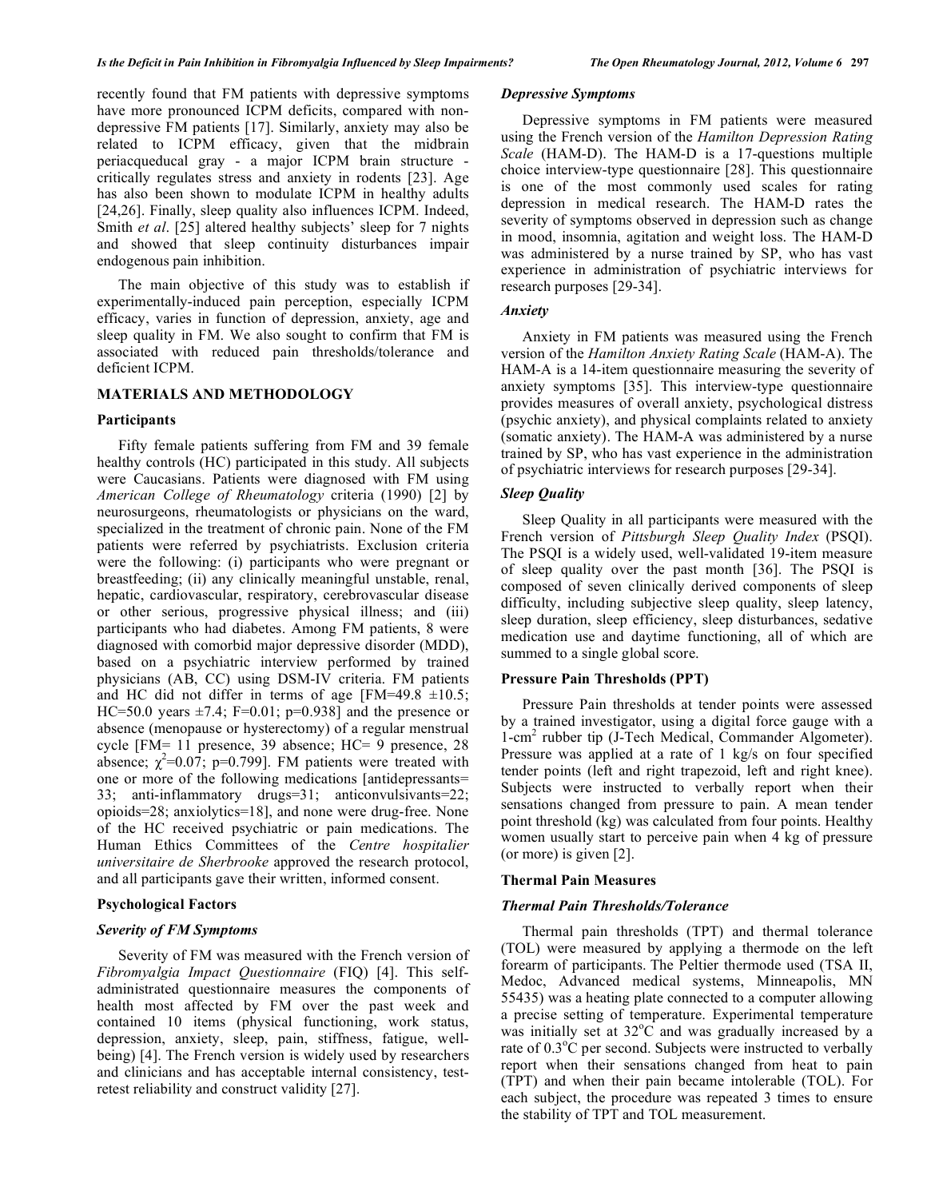recently found that FM patients with depressive symptoms have more pronounced ICPM deficits, compared with non-depressive FM patients [17]. Similarly, anxiety may also be related to ICPM efficacy, given that the midbrain periacqueducal gray - a major ICPM brain structure - critically regulates stress and anxiety in rodents [23]. Age has also been shown to modulate ICPM in healthy adults [24,26]. Finally, sleep quality also influences ICPM. Indeed, Smith *et al*. [25] altered healthy subjects' sleep for 7 nights and showed that sleep continuity disturbances impair endogenous pain inhibition.

The main objective of this study was to establish if experimentally-induced pain perception, especially ICPM efficacy, varies in function of depression, anxiety, age and sleep quality in FM. We also sought to confirm that FM is associated with reduced pain thresholds/tolerance and deficient ICPM.

## MATERIALS AND METHODOLOGY

### Participants

Fifty female patients suffering from FM and 39 female healthy controls (HC) participated in this study. All subjects were Caucasians. Patients were diagnosed with FM using *American College of Rheumatology* criteria (1990) [2] by neurosurgeons, rheumatologists or physicians on the ward, specialized in the treatment of chronic pain. None of the FM patients were referred by psychiatrists. Exclusion criteria were the following: (i) participants who were pregnant or breastfeeding; (ii) any clinically meaningful unstable, renal, hepatic, cardiovascular, respiratory, cerebrovascular disease or other serious, progressive physical illness; and (iii) participants who had diabetes. Among FM patients, 8 were diagnosed with comorbid major depressive disorder (MDD), based on a psychiatric interview performed by trained physicians (AB, CC) using DSM-IV criteria. FM patients and HC did not differ in terms of age [FM=49.8 ±10.5; HC=50.0 years ±7.4; F=0.01; p=0.938] and the presence or absence (menopause or hysterectomy) of a regular menstrual cycle [FM= 11 presence, 39 absence; HC= 9 presence, 28 absence; $\chi^2$=0.07; p=0.799]. FM patients were treated with one or more of the following medications [antidepressants= 33; anti-inflammatory drugs=31; anticonvulsivants=22; opioids=28; anxiolytics=18], and none were drug-free. None of the HC received psychiatric or pain medications. The Human Ethics Committees of the *Centre hospitalier universitaire de Sherbrooke* approved the research protocol, and all participants gave their written, informed consent.

### Psychological Factors

#### *Severity of FM Symptoms*

Severity of FM was measured with the French version of *Fibromyalgia Impact Questionnaire* (FIQ) [4]. This self-administrated questionnaire measures the components of health most affected by FM over the past week and contained 10 items (physical functioning, work status, depression, anxiety, sleep, pain, stiffness, fatigue, well-being) [4]. The French version is widely used by researchers and clinicians and has acceptable internal consistency, test-retest reliability and construct validity [27].

#### *Depressive Symptoms*

Depressive symptoms in FM patients were measured using the French version of the *Hamilton Depression Rating Scale* (HAM-D). The HAM-D is a 17-questions multiple choice interview-type questionnaire [28]. This questionnaire is one of the most commonly used scales for rating depression in medical research. The HAM-D rates the severity of symptoms observed in depression such as change in mood, insomnia, agitation and weight loss. The HAM-D was administered by a nurse trained by SP, who has vast experience in administration of psychiatric interviews for research purposes [29-34].

#### *Anxiety*

Anxiety in FM patients was measured using the French version of the *Hamilton Anxiety Rating Scale* (HAM-A). The HAM-A is a 14-item questionnaire measuring the severity of anxiety symptoms [35]. This interview-type questionnaire provides measures of overall anxiety, psychological distress (psychic anxiety), and physical complaints related to anxiety (somatic anxiety). The HAM-A was administered by a nurse trained by SP, who has vast experience in the administration of psychiatric interviews for research purposes [29-34].

#### *Sleep Quality*

Sleep Quality in all participants were measured with the French version of *Pittsburgh Sleep Quality Index* (PSQI). The PSQI is a widely used, well-validated 19-item measure of sleep quality over the past month [36]. The PSQI is composed of seven clinically derived components of sleep difficulty, including subjective sleep quality, sleep latency, sleep duration, sleep efficiency, sleep disturbances, sedative medication use and daytime functioning, all of which are summed to a single global score.

### Pressure Pain Thresholds (PPT)

Pressure Pain thresholds at tender points were assessed by a trained investigator, using a digital force gauge with a 1-cm$^2$ rubber tip (J-Tech Medical, Commander Algometer). Pressure was applied at a rate of 1 kg/s on four specified tender points (left and right trapezoid, left and right knee). Subjects were instructed to verbally report when their sensations changed from pressure to pain. A mean tender point threshold (kg) was calculated from four points. Healthy women usually start to perceive pain when 4 kg of pressure (or more) is given [2].

### Thermal Pain Measures

#### *Thermal Pain Thresholds/Tolerance*

Thermal pain thresholds (TPT) and thermal tolerance (TOL) were measured by applying a thermode on the left forearm of participants. The Peltier thermode used (TSA II, Medoc, Advanced medical systems, Minneapolis, MN 55435) was a heating plate connected to a computer allowing a precise setting of temperature. Experimental temperature was initially set at 32°C and was gradually increased by a rate of 0.3°C per second. Subjects were instructed to verbally report when their sensations changed from heat to pain (TPT) and when their pain became intolerable (TOL). For each subject, the procedure was repeated 3 times to ensure the stability of TPT and TOL measurement.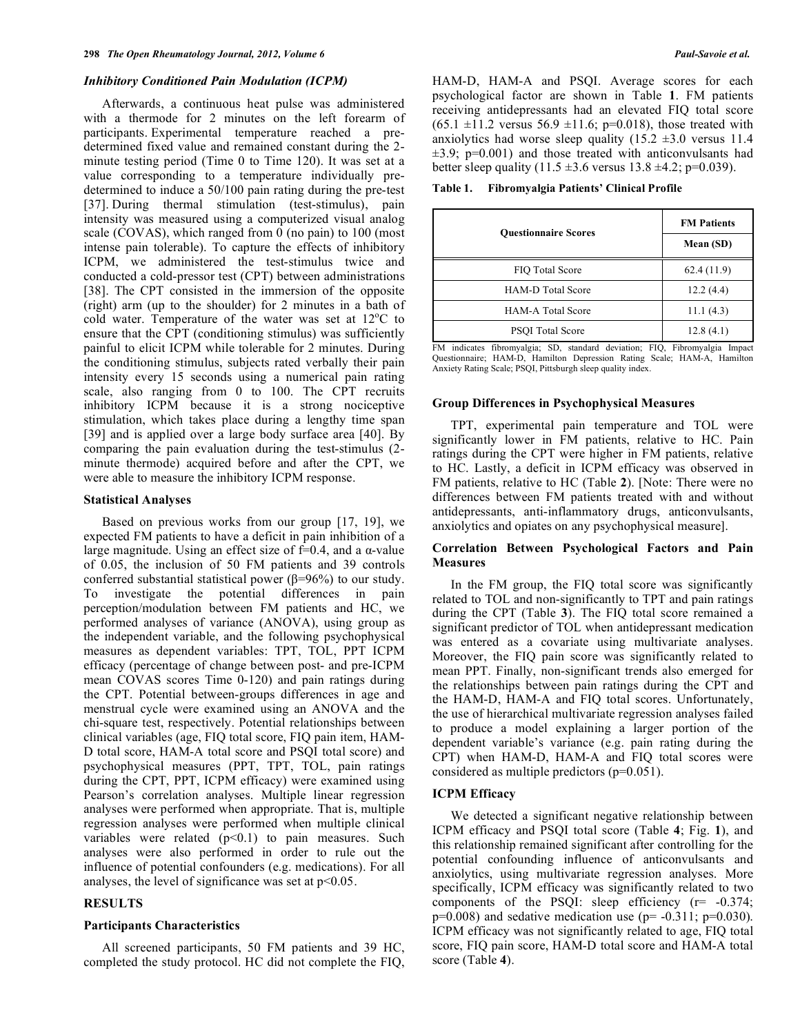### *Inhibitory Conditioned Pain Modulation (ICPM)*

Afterwards, a continuous heat pulse was administered with a thermode for 2 minutes on the left forearm of participants. Experimental temperature reached a pre-determined fixed value and remained constant during the 2-minute testing period (Time 0 to Time 120). It was set at a value corresponding to a temperature individually pre-determined to induce a 50/100 pain rating during the pre-test [37]. During thermal stimulation (test-stimulus), pain intensity was measured using a computerized visual analog scale (COVAS), which ranged from 0 (no pain) to 100 (most intense pain tolerable). To capture the effects of inhibitory ICPM, we administered the test-stimulus twice and conducted a cold-pressor test (CPT) between administrations [38]. The CPT consisted in the immersion of the opposite (right) arm (up to the shoulder) for 2 minutes in a bath of cold water. Temperature of the water was set at 12°C to ensure that the CPT (conditioning stimulus) was sufficiently painful to elicit ICPM while tolerable for 2 minutes. During the conditioning stimulus, subjects rated verbally their pain intensity every 15 seconds using a numerical pain rating scale, also ranging from 0 to 100. The CPT recruits inhibitory ICPM because it is a strong nociceptive stimulation, which takes place during a lengthy time span [39] and is applied over a large body surface area [40]. By comparing the pain evaluation during the test-stimulus (2-minute thermode) acquired before and after the CPT, we were able to measure the inhibitory ICPM response.

### Statistical Analyses

Based on previous works from our group [17, 19], we expected FM patients to have a deficit in pain inhibition of a large magnitude. Using an effect size of f=0.4, and a α-value of 0.05, the inclusion of 50 FM patients and 39 controls conferred substantial statistical power (β=96%) to our study. To investigate the potential differences in pain perception/modulation between FM patients and HC, we performed analyses of variance (ANOVA), using group as the independent variable, and the following psychophysical measures as dependent variables: TPT, TOL, PPT ICPM efficacy (percentage of change between post- and pre-ICPM mean COVAS scores Time 0-120) and pain ratings during the CPT. Potential between-groups differences in age and menstrual cycle were examined using an ANOVA and the chi-square test, respectively. Potential relationships between clinical variables (age, FIQ total score, FIQ pain item, HAM-D total score, HAM-A total score and PSQI total score) and psychophysical measures (PPT, TPT, TOL, pain ratings during the CPT, PPT, ICPM efficacy) were examined using Pearson's correlation analyses. Multiple linear regression analyses were performed when appropriate. That is, multiple regression analyses were performed when multiple clinical variables were related ($p<0.1$) to pain measures. Such analyses were also performed in order to rule out the influence of potential confounders (e.g. medications). For all analyses, the level of significance was set at $p<0.05$.

## RESULTS

### Participants Characteristics

All screened participants, 50 FM patients and 39 HC, completed the study protocol. HC did not complete the FIQ, HAM-D, HAM-A and PSQI. Average scores for each psychological factor are shown in Table **1**. FM patients receiving antidepressants had an elevated FIQ total score (65.1 ±11.2 versus 56.9 ±11.6; p=0.018), those treated with anxiolytics had worse sleep quality (15.2 ±3.0 versus 11.4 ±3.9; p=0.001) and those treated with anticonvulsants had better sleep quality (11.5 ±3.6 versus 13.8 ±4.2; p=0.039).

**Table 1. Fibromyalgia Patients' Clinical Profile**

| Questionnaire Scores | FM Patients |
|---|---|
| | Mean (SD) |
| FIQ Total Score | 62.4 (11.9) |
| HAM-D Total Score | 12.2 (4.4) |
| HAM-A Total Score | 11.1 (4.3) |
| PSQI Total Score | 12.8 (4.1) |

FM indicates fibromyalgia; SD, standard deviation; FIQ, Fibromyalgia Impact Questionnaire; HAM-D, Hamilton Depression Rating Scale; HAM-A, Hamilton Anxiety Rating Scale; PSQI, Pittsburgh sleep quality index.

### Group Differences in Psychophysical Measures

TPT, experimental pain temperature and TOL were significantly lower in FM patients, relative to HC. Pain ratings during the CPT were higher in FM patients, relative to HC. Lastly, a deficit in ICPM efficacy was observed in FM patients, relative to HC (Table **2**). [Note: There were no differences between FM patients treated with and without antidepressants, anti-inflammatory drugs, anticonvulsants, anxiolytics and opiates on any psychophysical measure].

### Correlation Between Psychological Factors and Pain Measures

In the FM group, the FIQ total score was significantly related to TOL and non-significantly to TPT and pain ratings during the CPT (Table **3**). The FIQ total score remained a significant predictor of TOL when antidepressant medication was entered as a covariate using multivariate analyses. Moreover, the FIQ pain score was significantly related to mean PPT. Finally, non-significant trends also emerged for the relationships between pain ratings during the CPT and the HAM-D, HAM-A and FIQ total scores. Unfortunately, the use of hierarchical multivariate regression analyses failed to produce a model explaining a larger portion of the dependent variable's variance (e.g. pain rating during the CPT) when HAM-D, HAM-A and FIQ total scores were considered as multiple predictors (p=0.051).

### ICPM Efficacy

We detected a significant negative relationship between ICPM efficacy and PSQI total score (Table **4**; Fig. **1**), and this relationship remained significant after controlling for the potential confounding influence of anticonvulsants and anxiolytics, using multivariate regression analyses. More specifically, ICPM efficacy was significantly related to two components of the PSQI: sleep efficiency (r= -0.374; p=0.008) and sedative medication use (p= -0.311; p=0.030). ICPM efficacy was not significantly related to age, FIQ total score, FIQ pain score, HAM-D total score and HAM-A total score (Table **4**).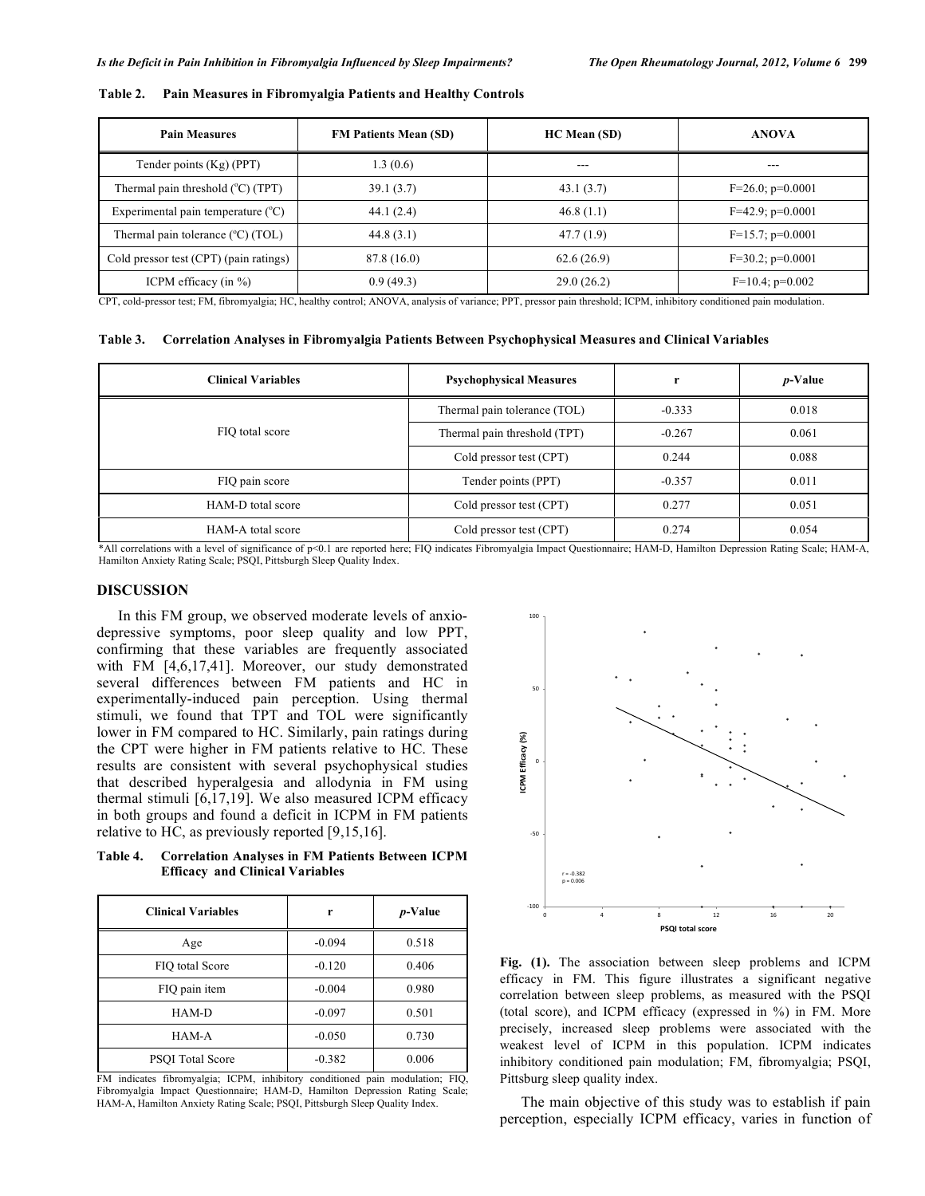**Table 2. Pain Measures in Fibromyalgia Patients and Healthy Controls**

| Pain Measures | FM Patients Mean (SD) | HC Mean (SD) | ANOVA |
|---|---|---|---|
| Tender points (Kg) (PPT) | 1.3 (0.6) | --- | --- |
| Thermal pain threshold (°C) (TPT) | 39.1 (3.7) | 43.1 (3.7) | F=26.0; p=0.0001 |
| Experimental pain temperature (°C) | 44.1 (2.4) | 46.8 (1.1) | F=42.9; p=0.0001 |
| Thermal pain tolerance (°C) (TOL) | 44.8 (3.1) | 47.7 (1.9) | F=15.7; p=0.0001 |
| Cold pressor test (CPT) (pain ratings) | 87.8 (16.0) | 62.6 (26.9) | F=30.2; p=0.0001 |
| ICPM efficacy (in %) | 0.9 (49.3) | 29.0 (26.2) | F=10.4; p=0.002 |

CPT, cold-pressor test; FM, fibromyalgia; HC, healthy control; ANOVA, analysis of variance; PPT, pressor pain threshold; ICPM, inhibitory conditioned pain modulation.

**Table 3. Correlation Analyses in Fibromyalgia Patients Between Psychophysical Measures and Clinical Variables**

| Clinical Variables | Psychophysical Measures | r | *p*-Value |
|---|---|---|---|
| FIQ total score | Thermal pain tolerance (TOL) | -0.333 | 0.018 |
| | Thermal pain threshold (TPT) | -0.267 | 0.061 |
| | Cold pressor test (CPT) | 0.244 | 0.088 |
| FIQ pain score | Tender points (PPT) | -0.357 | 0.011 |
| HAM-D total score | Cold pressor test (CPT) | 0.277 | 0.051 |
| HAM-A total score | Cold pressor test (CPT) | 0.274 | 0.054 |

*All correlations with a level of significance of p<0.1 are reported here; FIQ indicates Fibromyalgia Impact Questionnaire; HAM-D, Hamilton Depression Rating Scale; HAM-A, Hamilton Anxiety Rating Scale; PSQI, Pittsburgh Sleep Quality Index.

## DISCUSSION

In this FM group, we observed moderate levels of anxio-depressive symptoms, poor sleep quality and low PPT, confirming that these variables are frequently associated with FM [4,6,17,41]. Moreover, our study demonstrated several differences between FM patients and HC in experimentally-induced pain perception. Using thermal stimuli, we found that TPT and TOL were significantly lower in FM compared to HC. Similarly, pain ratings during the CPT were higher in FM patients relative to HC. These results are consistent with several psychophysical studies that described hyperalgesia and allodynia in FM using thermal stimuli [6,17,19]. We also measured ICPM efficacy in both groups and found a deficit in ICPM in FM patients relative to HC, as previously reported [9,15,16].

**Table 4. Correlation Analyses in FM Patients Between ICPM Efficacy and Clinical Variables**

| Clinical Variables | r | *p*-Value |
|---|---|---|
| Age | -0.094 | 0.518 |
| FIQ total Score | -0.120 | 0.406 |
| FIQ pain item | -0.004 | 0.980 |
| HAM-D | -0.097 | 0.501 |
| HAM-A | -0.050 | 0.730 |
| PSQI Total Score | -0.382 | 0.006 |

FM indicates fibromyalgia; ICPM, inhibitory conditioned pain modulation; FIQ, Fibromyalgia Impact Questionnaire; HAM-D, Hamilton Depression Rating Scale; HAM-A, Hamilton Anxiety Rating Scale; PSQI, Pittsburgh Sleep Quality Index.

**Fig. (1).** The association between sleep problems and ICPM efficacy in FM. This figure illustrates a significant negative correlation between sleep problems, as measured with the PSQI (total score), and ICPM efficacy (expressed in %) in FM. More precisely, increased sleep problems were associated with the weakest level of ICPM in this population. ICPM indicates inhibitory conditioned pain modulation; FM, fibromyalgia; PSQI, Pittsburg sleep quality index.

The main objective of this study was to establish if pain perception, especially ICPM efficacy, varies in function of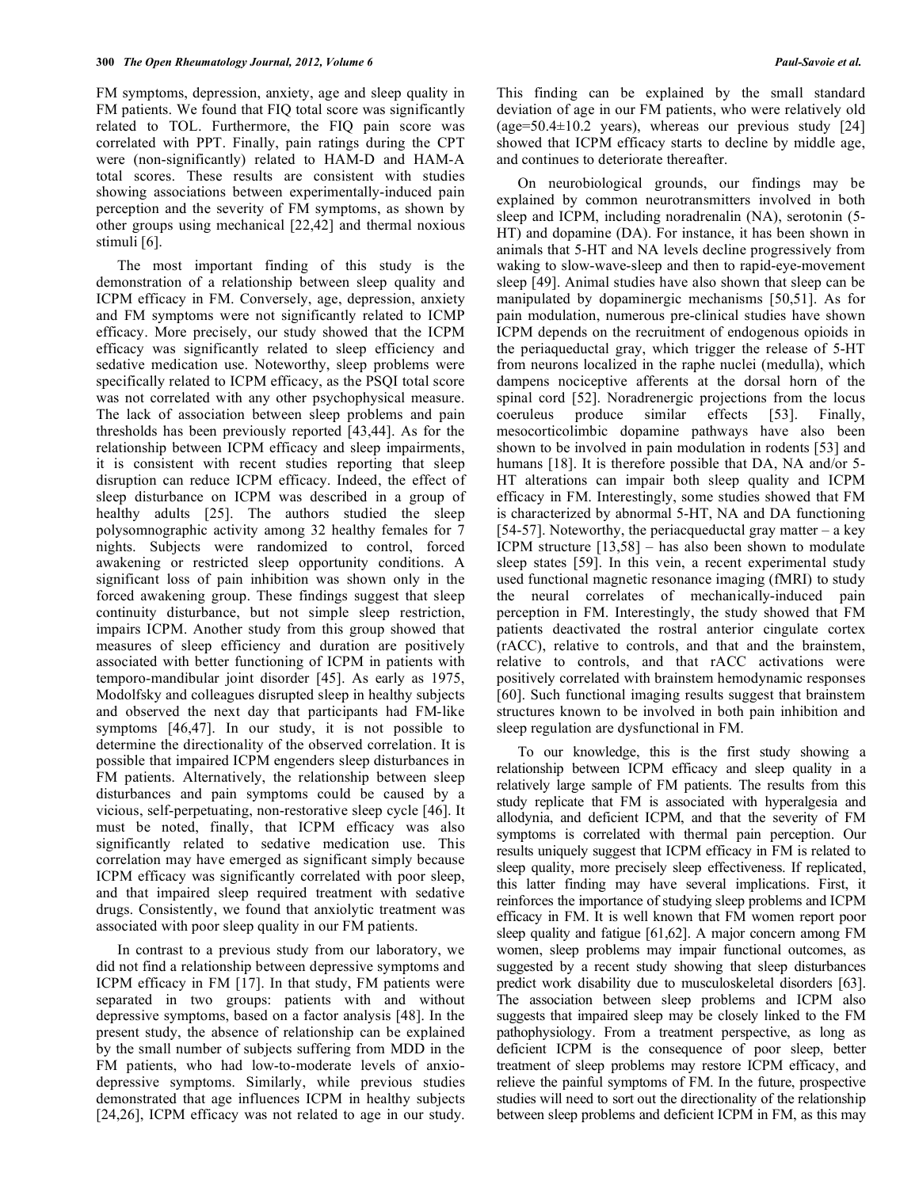FM symptoms, depression, anxiety, age and sleep quality in FM patients. We found that FIQ total score was significantly related to TOL. Furthermore, the FIQ pain score was correlated with PPT. Finally, pain ratings during the CPT were (non-significantly) related to HAM-D and HAM-A total scores. These results are consistent with studies showing associations between experimentally-induced pain perception and the severity of FM symptoms, as shown by other groups using mechanical [22,42] and thermal noxious stimuli [6].

The most important finding of this study is the demonstration of a relationship between sleep quality and ICPM efficacy in FM. Conversely, age, depression, anxiety and FM symptoms were not significantly related to ICMP efficacy. More precisely, our study showed that the ICPM efficacy was significantly related to sleep efficiency and sedative medication use. Noteworthy, sleep problems were specifically related to ICPM efficacy, as the PSQI total score was not correlated with any other psychophysical measure. The lack of association between sleep problems and pain thresholds has been previously reported [43,44]. As for the relationship between ICPM efficacy and sleep impairments, it is consistent with recent studies reporting that sleep disruption can reduce ICPM efficacy. Indeed, the effect of sleep disturbance on ICPM was described in a group of healthy adults [25]. The authors studied the sleep polysomnographic activity among 32 healthy females for 7 nights. Subjects were randomized to control, forced awakening or restricted sleep opportunity conditions. A significant loss of pain inhibition was shown only in the forced awakening group. These findings suggest that sleep continuity disturbance, but not simple sleep restriction, impairs ICPM. Another study from this group showed that measures of sleep efficiency and duration are positively associated with better functioning of ICPM in patients with temporo-mandibular joint disorder [45]. As early as 1975, Modolfsky and colleagues disrupted sleep in healthy subjects and observed the next day that participants had FM-like symptoms [46,47]. In our study, it is not possible to determine the directionality of the observed correlation. It is possible that impaired ICPM engenders sleep disturbances in FM patients. Alternatively, the relationship between sleep disturbances and pain symptoms could be caused by a vicious, self-perpetuating, non-restorative sleep cycle [46]. It must be noted, finally, that ICPM efficacy was also significantly related to sedative medication use. This correlation may have emerged as significant simply because ICPM efficacy was significantly correlated with poor sleep, and that impaired sleep required treatment with sedative drugs. Consistently, we found that anxiolytic treatment was associated with poor sleep quality in our FM patients.

In contrast to a previous study from our laboratory, we did not find a relationship between depressive symptoms and ICPM efficacy in FM [17]. In that study, FM patients were separated in two groups: patients with and without depressive symptoms, based on a factor analysis [48]. In the present study, the absence of relationship can be explained by the small number of subjects suffering from MDD in the FM patients, who had low-to-moderate levels of anxio-depressive symptoms. Similarly, while previous studies demonstrated that age influences ICPM in healthy subjects [24,26], ICPM efficacy was not related to age in our study. This finding can be explained by the small standard deviation of age in our FM patients, who were relatively old (age=50.4±10.2 years), whereas our previous study [24] showed that ICPM efficacy starts to decline by middle age, and continues to deteriorate thereafter.

On neurobiological grounds, our findings may be explained by common neurotransmitters involved in both sleep and ICPM, including noradrenalin (NA), serotonin (5-HT) and dopamine (DA). For instance, it has been shown in animals that 5-HT and NA levels decline progressively from waking to slow-wave-sleep and then to rapid-eye-movement sleep [49]. Animal studies have also shown that sleep can be manipulated by dopaminergic mechanisms [50,51]. As for pain modulation, numerous pre-clinical studies have shown ICPM depends on the recruitment of endogenous opioids in the periaqueductal gray, which trigger the release of 5-HT from neurons localized in the raphe nuclei (medulla), which dampens nociceptive afferents at the dorsal horn of the spinal cord [52]. Noradrenergic projections from the locus coeruleus produce similar effects [53]. Finally, mesocorticolimbic dopamine pathways have also been shown to be involved in pain modulation in rodents [53] and humans [18]. It is therefore possible that DA, NA and/or 5-HT alterations can impair both sleep quality and ICPM efficacy in FM. Interestingly, some studies showed that FM is characterized by abnormal 5-HT, NA and DA functioning [54-57]. Noteworthy, the periacqueductal gray matter – a key ICPM structure [13,58] – has also been shown to modulate sleep states [59]. In this vein, a recent experimental study used functional magnetic resonance imaging (fMRI) to study the neural correlates of mechanically-induced pain perception in FM. Interestingly, the study showed that FM patients deactivated the rostral anterior cingulate cortex (rACC), relative to controls, and that and the brainstem, relative to controls, and that rACC activations were positively correlated with brainstem hemodynamic responses [60]. Such functional imaging results suggest that brainstem structures known to be involved in both pain inhibition and sleep regulation are dysfunctional in FM.

To our knowledge, this is the first study showing a relationship between ICPM efficacy and sleep quality in a relatively large sample of FM patients. The results from this study replicate that FM is associated with hyperalgesia and allodynia, and deficient ICPM, and that the severity of FM symptoms is correlated with thermal pain perception. Our results uniquely suggest that ICPM efficacy in FM is related to sleep quality, more precisely sleep effectiveness. If replicated, this latter finding may have several implications. First, it reinforces the importance of studying sleep problems and ICPM efficacy in FM. It is well known that FM women report poor sleep quality and fatigue [61,62]. A major concern among FM women, sleep problems may impair functional outcomes, as suggested by a recent study showing that sleep disturbances predict work disability due to musculoskeletal disorders [63]. The association between sleep problems and ICPM also suggests that impaired sleep may be closely linked to the FM pathophysiology. From a treatment perspective, as long as deficient ICPM is the consequence of poor sleep, better treatment of sleep problems may restore ICPM efficacy, and relieve the painful symptoms of FM. In the future, prospective studies will need to sort out the directionality of the relationship between sleep problems and deficient ICPM in FM, as this may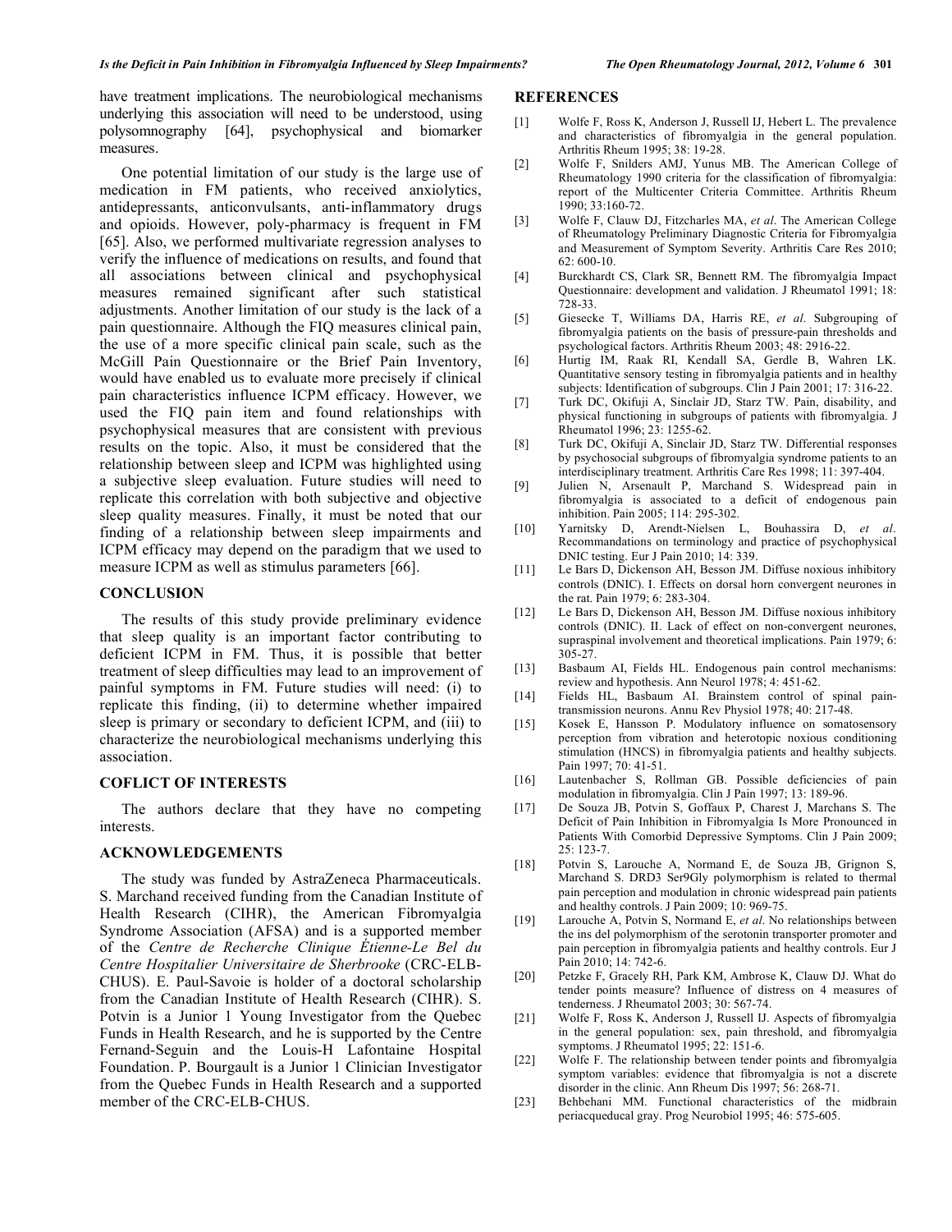have treatment implications. The neurobiological mechanisms underlying this association will need to be understood, using polysomnography [64], psychophysical and biomarker measures.

One potential limitation of our study is the large use of medication in FM patients, who received anxiolytics, antidepressants, anticonvulsants, anti-inflammatory drugs and opioids. However, poly-pharmacy is frequent in FM [65]. Also, we performed multivariate regression analyses to verify the influence of medications on results, and found that all associations between clinical and psychophysical measures remained significant after such statistical adjustments. Another limitation of our study is the lack of a pain questionnaire. Although the FIQ measures clinical pain, the use of a more specific clinical pain scale, such as the McGill Pain Questionnaire or the Brief Pain Inventory, would have enabled us to evaluate more precisely if clinical pain characteristics influence ICPM efficacy. However, we used the FIQ pain item and found relationships with psychophysical measures that are consistent with previous results on the topic. Also, it must be considered that the relationship between sleep and ICPM was highlighted using a subjective sleep evaluation. Future studies will need to replicate this correlation with both subjective and objective sleep quality measures. Finally, it must be noted that our finding of a relationship between sleep impairments and ICPM efficacy may depend on the paradigm that we used to measure ICPM as well as stimulus parameters [66].

## CONCLUSION

The results of this study provide preliminary evidence that sleep quality is an important factor contributing to deficient ICPM in FM. Thus, it is possible that better treatment of sleep difficulties may lead to an improvement of painful symptoms in FM. Future studies will need: (i) to replicate this finding, (ii) to determine whether impaired sleep is primary or secondary to deficient ICPM, and (iii) to characterize the neurobiological mechanisms underlying this association.

## COFLICT OF INTERESTS

The authors declare that they have no competing interests.

## ACKNOWLEDGEMENTS

The study was funded by AstraZeneca Pharmaceuticals. S. Marchand received funding from the Canadian Institute of Health Research (CIHR), the American Fibromyalgia Syndrome Association (AFSA) and is a supported member of the *Centre de Recherche Clinique Étienne-Le Bel du Centre Hospitalier Universitaire de Sherbrooke* (CRC-ELB-CHUS). E. Paul-Savoie is holder of a doctoral scholarship from the Canadian Institute of Health Research (CIHR). S. Potvin is a Junior 1 Young Investigator from the Quebec Funds in Health Research, and he is supported by the Centre Fernand-Seguin and the Louis-H Lafontaine Hospital Foundation. P. Bourgault is a Junior 1 Clinician Investigator from the Quebec Funds in Health Research and a supported member of the CRC-ELB-CHUS.

## REFERENCES

[1] Wolfe F, Ross K, Anderson J, Russell IJ, Hebert L. The prevalence and characteristics of fibromyalgia in the general population. Arthritis Rheum 1995; 38: 19-28.

[2] Wolfe F, Snilders AMJ, Yunus MB. The American College of Rheumatology 1990 criteria for the classification of fibromyalgia: report of the Multicenter Criteria Committee. Arthritis Rheum 1990; 33:160-72.

[3] Wolfe F, Clauw DJ, Fitzcharles MA, *et al*. The American College of Rheumatology Preliminary Diagnostic Criteria for Fibromyalgia and Measurement of Symptom Severity. Arthritis Care Res 2010; 62: 600-10.

[4] Burckhardt CS, Clark SR, Bennett RM. The fibromyalgia Impact Questionnaire: development and validation. J Rheumatol 1991; 18: 728-33.

[5] Giesecke T, Williams DA, Harris RE, *et al*. Subgrouping of fibromyalgia patients on the basis of pressure-pain thresholds and psychological factors. Arthritis Rheum 2003; 48: 2916-22.

[6] Hurtig IM, Raak RI, Kendall SA, Gerdle B, Wahren LK. Quantitative sensory testing in fibromyalgia patients and in healthy subjects: Identification of subgroups. Clin J Pain 2001; 17: 316-22.

[7] Turk DC, Okifuji A, Sinclair JD, Starz TW. Pain, disability, and physical functioning in subgroups of patients with fibromyalgia. J Rheumatol 1996; 23: 1255-62.

[8] Turk DC, Okifuji A, Sinclair JD, Starz TW. Differential responses by psychosocial subgroups of fibromyalgia syndrome patients to an interdisciplinary treatment. Arthritis Care Res 1998; 11: 397-404.

[9] Julien N, Arsenault P, Marchand S. Widespread pain in fibromyalgia is associated to a deficit of endogenous pain inhibition. Pain 2005; 114: 295-302.

[10] Yarnitsky D, Arendt-Nielsen L, Bouhassira D, *et al*. Recommandations on terminology and practice of psychophysical DNIC testing. Eur J Pain 2010; 14: 339.

[11] Le Bars D, Dickenson AH, Besson JM. Diffuse noxious inhibitory controls (DNIC). I. Effects on dorsal horn convergent neurones in the rat. Pain 1979; 6: 283-304.

[12] Le Bars D, Dickenson AH, Besson JM. Diffuse noxious inhibitory controls (DNIC). II. Lack of effect on non-convergent neurones, supraspinal involvement and theoretical implications. Pain 1979; 6: 305-27.

[13] Basbaum AI, Fields HL. Endogenous pain control mechanisms: review and hypothesis. Ann Neurol 1978; 4: 451-62.

[14] Fields HL, Basbaum AI. Brainstem control of spinal pain-transmission neurons. Annu Rev Physiol 1978; 40: 217-48.

[15] Kosek E, Hansson P. Modulatory influence on somatosensory perception from vibration and heterotopic noxious conditioning stimulation (HNCS) in fibromyalgia patients and healthy subjects. Pain 1997; 70: 41-51.

[16] Lautenbacher S, Rollman GB. Possible deficiencies of pain modulation in fibromyalgia. Clin J Pain 1997; 13: 189-96.

[17] De Souza JB, Potvin S, Goffaux P, Charest J, Marchans S. The Deficit of Pain Inhibition in Fibromyalgia Is More Pronounced in Patients With Comorbid Depressive Symptoms. Clin J Pain 2009; 25: 123-7.

[18] Potvin S, Larouche A, Normand E, de Souza JB, Grignon S, Marchand S. DRD3 Ser9Gly polymorphism is related to thermal pain perception and modulation in chronic widespread pain patients and healthy controls. J Pain 2009; 10: 969-75.

[19] Larouche A, Potvin S, Normand S, *et al*. No relationships between the ins del polymorphism of the serotonin transporter promoter and pain perception in fibromyalgia patients and healthy controls. Eur J Pain 2010; 14: 742-6.

[20] Petzke F, Gracely RH, Park KM, Ambrose K, Clauw DJ. What do tender points measure? Influence of distress on 4 measures of tenderness. J Rheumatol 2003; 30: 567-74.

[21] Wolfe F, Ross K, Anderson J, Russell IJ. Aspects of fibromyalgia in the general population: sex, pain threshold, and fibromyalgia symptoms. J Rheumatol 1995; 22: 151-6.

[22] Wolfe F. The relationship between tender points and fibromyalgia symptom variables: evidence that fibromyalgia is not a discrete disorder in the clinic. Ann Rheum Dis 1997; 56: 268-71.

[23] Behbehani MM. Functional characteristics of the midbrain periacqueducal gray. Prog Neurobiol 1995; 46: 575-605.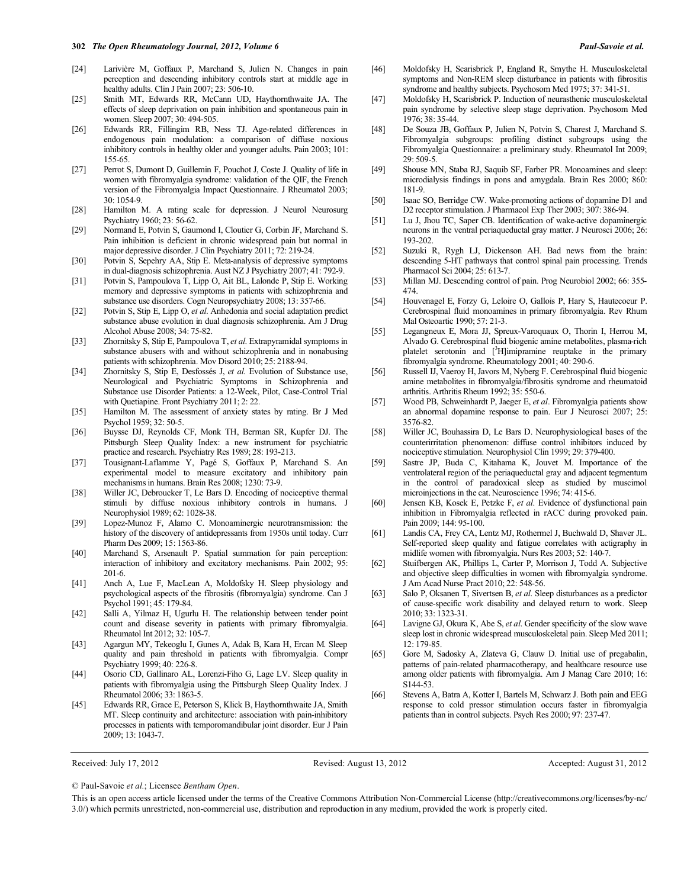[24] Larivière M, Goffaux P, Marchand S, Julien N. Changes in pain perception and descending inhibitory controls start at middle age in healthy adults. Clin J Pain 2007; 23: 506-10.

[25] Smith MT, Edwards RR, McCann UD, Haythornthwaite JA. The effects of sleep deprivation on pain inhibition and spontaneous pain in women. Sleep 2007; 30: 494-505.

[26] Edwards RR, Fillingim RB, Ness TJ. Age-related differences in endogenous pain modulation: a comparison of diffuse noxious inhibitory controls in healthy older and younger adults. Pain 2003; 101: 155-65.

[27] Perrot S, Dumont D, Guillemin F, Pouchot J, Coste J. Quality of life in women with fibromyalgia syndrome: validation of the QIF, the French version of the Fibromyalgia Impact Questionnaire. J Rheumatol 2003; 30: 1054-9.

[28] Hamilton M. A rating scale for depression. J Neurol Neurosurg Psychiatry 1960; 23: 56-62.

[29] Normand E, Potvin S, Gaumond I, Cloutier G, Corbin JF, Marchand S. Pain inhibition is deficient in chronic widespread pain but normal in major depressive disorder. J Clin Psychiatry 2011; 72: 219-24.

[30] Potvin S, Sepehry AA, Stip E. Meta-analysis of depressive symptoms in dual-diagnosis schizophrenia. Aust NZ J Psychiatry 2007; 41: 792-9.

[31] Potvin S, Pampoulova T, Lipp O, Ait BL, Lalonde P, Stip E. Working memory and depressive symptoms in patients with schizophrenia and substance use disorders. Cogn Neuropsychiatry 2008; 13: 357-66.

[32] Potvin S, Stip E, Lipp O, *et al*. Anhedonia and social adaptation predict substance abuse evolution in dual diagnosis schizophrenia. Am J Drug Alcohol Abuse 2008; 34: 75-82.

[33] Zhornitsky S, Stip E, Pampoulova T, *et al*. Extrapyramidal symptoms in substance abusers with and without schizophrenia and in nonabusing patients with schizophrenia. Mov Disord 2010; 25: 2188-94.

[34] Zhornitsky S, Stip E, Desfossés J, *et al*. Evolution of Substance use, Neurological and Psychiatric Symptoms in Schizophrenia and Substance use Disorder Patients: a 12-Week, Pilot, Case-Control Trial with Quetiapine. Front Psychiatry 2011; 2: 22.

[35] Hamilton M. The assessment of anxiety states by rating. Br J Med Psychol 1959; 32: 50-5.

[36] Buysse DJ, Reynolds CF, Monk TH, Berman SR, Kupfer DJ. The Pittsburgh Sleep Quality Index: a new instrument for psychiatric practice and research. Psychiatry Res 1989; 28: 193-213.

[37] Tousignant-Laflamme Y, Pagé S, Goffaux P, Marchand S. An experimental model to measure excitatory and inhibitory pain mechanisms in humans. Brain Res 2008; 1230: 73-9.

[38] Willer JC, Debroucker T, Le Bars D. Encoding of nociceptive thermal stimuli by diffuse noxious inhibitory controls in humans. J Neurophysiol 1989; 62: 1028-38.

[39] Lopez-Munoz F, Alamo C. Monoaminergic neurotransmission: the history of the discovery of antidepressants from 1950s until today. Curr Pharm Des 2009; 15: 1563-86.

[40] Marchand S, Arsenault P. Spatial summation for pain perception: interaction of inhibitory and excitatory mechanisms. Pain 2002; 95: 201-6.

[41] Anch A, Lue F, MacLean A, Moldofsky H. Sleep physiology and psychological aspects of the fibrositis (fibromyalgia) syndrome. Can J Psychol 1991; 45: 179-84.

[42] Salli A, Yilmaz H, Ugurlu H. The relationship between tender point count and disease severity in patients with primary fibromyalgia. Rheumatol Int 2012; 32: 105-7.

[43] Agargun MY, Tekeoglu I, Gunes A, Adak B, Kara H, Ercan M. Sleep quality and pain threshold in patients with fibromyalgia. Compr Psychiatry 1999; 40: 226-8.

[44] Osorio CD, Gallinaro AL, Lorenzi-Fiho G, Lage LV. Sleep quality in patients with fibromyalgia using the Pittsburgh Sleep Quality Index. J Rheumatol 2006; 33: 1863-5.

[45] Edwards RR, Grace E, Peterson S, Klick B, Haythornthwaite JA, Smith MT. Sleep continuity and architecture: association with pain-inhibitory processes in patients with temporomandibular joint disorder. Eur J Pain 2009; 13: 1043-7.

[46] Moldofsky H, Scarisbrick P, England R, Smythe H. Musculosketal symptoms and Non-REM sleep disturbance in patients with fibrositis syndrome and healthy subjects. Psychosom Med 1975; 37: 341-51.

[47] Moldofsky H, Scarisbrick P. Induction of neurasthenic musculoskeletal pain syndrome by selective sleep stage deprivation. Psychosom Med 1976; 38: 35-44.

[48] De Souza JB, Goffaux P, Julien N, Potvin S, Charest J, Marchand S. Fibromyalgia subgroups: profiling distinct subgroups using the Fibromyalgia Questionnaire: a preliminary study. Rheumatol Int 2009; 29: 509-5.

[49] Shouse MN, Staba RJ, Saquib SF, Farber PR. Monoamines and sleep: microdialysis findings in pons and amygdala. Brain Res 2000; 860: 181-9.

[50] Isaac SO, Berridge CW. Wake-promoting actions of dopamine D1 and D2 receptor stimulation. J Pharmacol Exp Ther 2003; 307: 386-94.

[51] Lu J, Jhou TC, Saper CB. Identification of wake-active dopaminergic neurons in the ventral periaqueductal gray matter. J Neurosci 2006; 26: 193-202.

[52] Suzuki R, Rygh LJ, Dickenson AH. Bad news from the brain: descending 5-HT pathways that control spinal pain processing. Trends Pharmacol Sci 2004; 25: 613-7.

[53] Millan MJ. Descending control of pain. Prog Neurobiol 2002; 66: 355-474.

[54] Houvenagel E, Forzy G, Leloire O, Gallois P, Hary S, Hautecoeur P. Cerebrospinal fluid monoamines in primary fibromyalgia. Rev Rhum Mal Osteoartic 1990; 57: 21-3.

[55] Legangneux E, Mora JJ, Spreux-Varoquaux O, Thorin I, Herrou M, Alvado G. Cerebrospinal fluid biogenic amine metabolites, plasma-rich platelet serotonin and [$^{3}$H]imipramine reuptake in the primary fibromyalgia syndrome. Rheumatology 2001; 40: 290-6.

[56] Russell IJ, Vaeroy H, Javors M, Nyberg F. Cerebrospinal fluid biogenic amine metabolites in fibromyalgia/fibrositis syndrome and rheumatoid arthritis. Arthritis Rheum 1992; 35: 550-6.

[57] Wood PB, Schweinhardt P, Jaeger E, *et al*. Fibromyalgia patients show an abnormal dopamine response to pain. Eur J Neurosci 2007; 25: 3576-82.

[58] Willer JC, Bouhassira D, Le Bars D. Neurophysiological bases of the counterirritation phenomenon: diffuse control inhibitors induced by nociceptive stimulation. Neurophysiol Clin 1999; 29: 379-400.

[59] Sastre JP, Buda C, Kitahama K, Jouvet M. Importance of the ventrolateral region of the periaqueductal gray and adjacent tegmentum in the control of paradoxical sleep as studied by muscimol microinjections in the cat. Neuroscience 1996; 74: 415-6.

[60] Jensen KB, Kosek E, Petzke F, *et al.* Evidence of dysfunctional pain inhibition in Fibromyalgia reflected in rACC during provoked pain. Pain 2009; 144: 95-100.

[61] Landis CA, Frey CA, Lentz MJ, Rothermel J, Buchwald D, Shaver JL. Self-reported sleep quality and fatigue correlates with actigraphy in midlife women with fibromyalgia. Nurs Res 2003; 52: 140-7.

[62] Stuifbergen AK, Phillips L, Carter P, Morrison J, Todd A. Subjective and objective sleep difficulties in women with fibromyalgia syndrome. J Am Acad Nurse Pract 2010; 22: 548-56.

[63] Salo P, Oksanen T, Sivertsen B, *et al.* Sleep disturbances as a predictor of cause-specific work disability and delayed return to work. Sleep 2010; 33: 1323-31.

[64] Lavigne GJ, Okura K, Abe S, *et al*. Gender specificity of the slow wave sleep lost in chronic widespread musculoskeletal pain. Sleep Med 2011; 12: 179-85.

[65] Gore M, Sadosky A, Zlateva G, Clauw D. Initial use of pregabalin, patterns of pain-related pharmacotherapy, and healthcare resource use among older patients with fibromyalgia. Am J Manag Care 2010; 16: S144-53.

[66] Stevens A, Batra A, Kotter I, Bartels M, Schwarz J. Both pain and EEG response to cold pressor stimulation occurs faster in fibromyalgia patients than in control subjects. Psych Res 2000; 97: 237-47.

Received: July 17, 2012 Revised: August 13, 2012 Accepted: August 31, 2012

© Paul-Savoie *et al.*; Licensee *Bentham Open*.

This is an open access article licensed under the terms of the Creative Commons Attribution Non-Commercial License (http://creativecommons.org/licenses/by-nc/3.0/) which permits unrestricted, non-commercial use, distribution and reproduction in any medium, provided the work is properly cited.